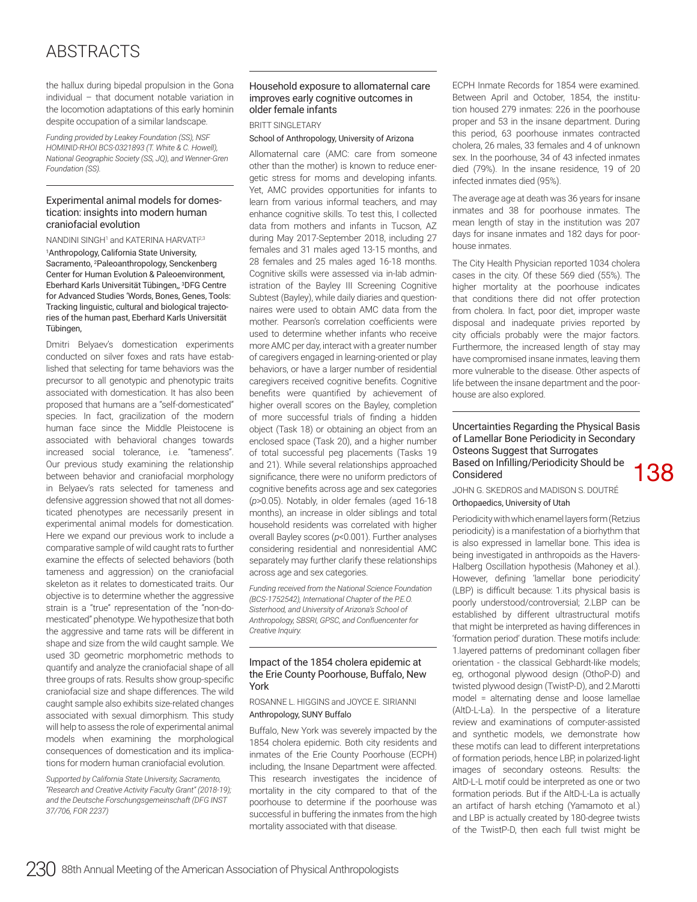the hallux during bipedal propulsion in the Gona individual – that document notable variation in the locomotion adaptations of this early hominin despite occupation of a similar landscape.

*Funding provided by Leakey Foundation (SS), NSF HOMINID-RHOI BCS-0321893 (T. White & C. Howell), National Geographic Society (SS, JQ), and Wenner-Gren Foundation (SS).*

## Experimental animal models for domestication: insights into modern human craniofacial evolution

NANDINI SINGH[1] and KATERINA HARVATI[2,3]

[1]Anthropology, California State University, Sacramento, [2]Paleoanthropology, Senckenberg Center for Human Evolution & Paleoenvironment, Eberhard Karls Universität Tübingen,, [3]DFG Centre for Advanced Studies 'Words, Bones, Genes, Tools: Tracking linguistic, cultural and biological trajectories of the human past, Eberhard Karls Universität Tübingen,

Dmitri Belyaev's domestication experiments conducted on silver foxes and rats have established that selecting for tame behaviors was the precursor to all genotypic and phenotypic traits associated with domestication. It has also been proposed that humans are a "self-domesticated" species. In fact, gracilization of the modern human face since the Middle Pleistocene is associated with behavioral changes towards increased social tolerance, i.e. "tameness". Our previous study examining the relationship between behavior and craniofacial morphology in Belyaev's rats selected for tameness and defensive aggression showed that not all domesticated phenotypes are necessarily present in experimental animal models for domestication. Here we expand our previous work to include a comparative sample of wild caught rats to further examine the effects of selected behaviors (both tameness and aggression) on the craniofacial skeleton as it relates to domesticated traits. Our objective is to determine whether the aggressive strain is a "true" representation of the "non-domesticated" phenotype. We hypothesize that both the aggressive and tame rats will be different in shape and size from the wild caught sample. We used 3D geometric morphometric methods to quantify and analyze the craniofacial shape of all three groups of rats. Results show group-specific craniofacial size and shape differences. The wild caught sample also exhibits size-related changes associated with sexual dimorphism. This study will help to assess the role of experimental animal models when examining the morphological consequences of domestication and its implications for modern human craniofacial evolution.

*Supported by California State University, Sacramento, "Research and Creative Activity Faculty Grant" (2018-19); and the Deutsche Forschungsgemeinschaft (DFG INST 37/706, FOR 2237)*

## Household exposure to allomaternal care improves early cognitive outcomes in older female infants

BRITT SINGLETARY

School of Anthropology, University of Arizona

Allomaternal care (AMC: care from someone other than the mother) is known to reduce energetic stress for moms and developing infants. Yet, AMC provides opportunities for infants to learn from various informal teachers, and may enhance cognitive skills. To test this, I collected data from mothers and infants in Tucson, AZ during May 2017-September 2018, including 27 females and 31 males aged 13-15 months, and 28 females and 25 males aged 16-18 months. Cognitive skills were assessed via in-lab administration of the Bayley III Screening Cognitive Subtest (Bayley), while daily diaries and questionnaires were used to obtain AMC data from the mother. Pearson's correlation coefficients were used to determine whether infants who receive more AMC per day, interact with a greater number of caregivers engaged in learning-oriented or play behaviors, or have a larger number of residential caregivers received cognitive benefits. Cognitive benefits were quantified by achievement of higher overall scores on the Bayley, completion of more successful trials of finding a hidden object (Task 18) or obtaining an object from an enclosed space (Task 20), and a higher number of total successful peg placements (Tasks 19 and 21). While several relationships approached significance, there were no uniform predictors of cognitive benefits across age and sex categories ($p>0.05$). Notably, in older females (aged 16-18 months), an increase in older siblings and total household residents was correlated with higher overall Bayley scores ($p<0.001$). Further analyses considering residential and nonresidential AMC separately may further clarify these relationships across age and sex categories.

*Funding received from the National Science Foundation (BCS-1752542), International Chapter of the P.E.O. Sisterhood, and University of Arizona's School of Anthropology, SBSRI, GPSC, and Confluencenter for Creative Inquiry.*

## Impact of the 1854 cholera epidemic at the Erie County Poorhouse, Buffalo, New York

ROSANNE L. HIGGINS and JOYCE E. SIRIANNI

Anthropology, SUNY Buffalo

Buffalo, New York was severely impacted by the 1854 cholera epidemic. Both city residents and inmates of the Erie County Poorhouse (ECPH) including, the Insane Department were affected. This research investigates the incidence of mortality in the city compared to that of the poorhouse to determine if the poorhouse was successful in buffering the inmates from the high mortality associated with that disease.

ECPH Inmate Records for 1854 were examined. Between April and October, 1854, the institution housed 279 inmates: 226 in the poorhouse proper and 53 in the insane department. During this period, 63 poorhouse inmates contracted cholera, 26 males, 33 females and 4 of unknown sex. In the poorhouse, 34 of 43 infected inmates died (79%). In the insane residence, 19 of 20 infected inmates died (95%).

The average age at death was 36 years for insane inmates and 38 for poorhouse inmates. The mean length of stay in the institution was 207 days for insane inmates and 182 days for poorhouse inmates.

The City Health Physician reported 1034 cholera cases in the city. Of these 569 died (55%). The higher mortality at the poorhouse indicates that conditions there did not offer protection from cholera. In fact, poor diet, improper waste disposal and inadequate privies reported by city officials probably were the major factors. Furthermore, the increased length of stay may have compromised insane inmates, leaving them more vulnerable to the disease. Other aspects of life between the insane department and the poorhouse are also explored.

## Uncertainties Regarding the Physical Basis of Lamellar Bone Periodicity in Secondary Osteons Suggest that Surrogates Based on Infilling/Periodicity Should be Considered

JOHN G. SKEDROS and MADISON S. DOUTRÉ

Orthopaedics, University of Utah

Periodicity with which enamel layers form (Retzius periodicity) is a manifestation of a biorhythm that is also expressed in lamellar bone. This idea is being investigated in anthropoids as the Havers-Halberg Oscillation hypothesis (Mahoney et al.). However, defining 'lamellar bone periodicity' (LBP) is difficult because: 1.its physical basis is poorly understood/controversial; 2.LBP can be established by different ultrastructural motifs that might be interpreted as having differences in 'formation period' duration. These motifs include: 1.layered patterns of predominant collagen fiber orientation - the classical Gebhardt-like models; eg, orthogonal plywood design (OthoP-D) and twisted plywood design (TwistP-D), and 2.Marotti model = alternating dense and loose lamellae (AltD-L-La). In the perspective of a literature review and examinations of computer-assisted and synthetic models, we demonstrate how these motifs can lead to different interpretations of formation periods, hence LBP, in polarized-light images of secondary osteons. Results: the AltD-L-La motif could be interpreted as one or two formation periods. But if the AltD-L-La is actually an artifact of harsh etching (Yamamoto et al.) and LBP is actually created by 180-degree twists of the TwistP-D, then each full twist might be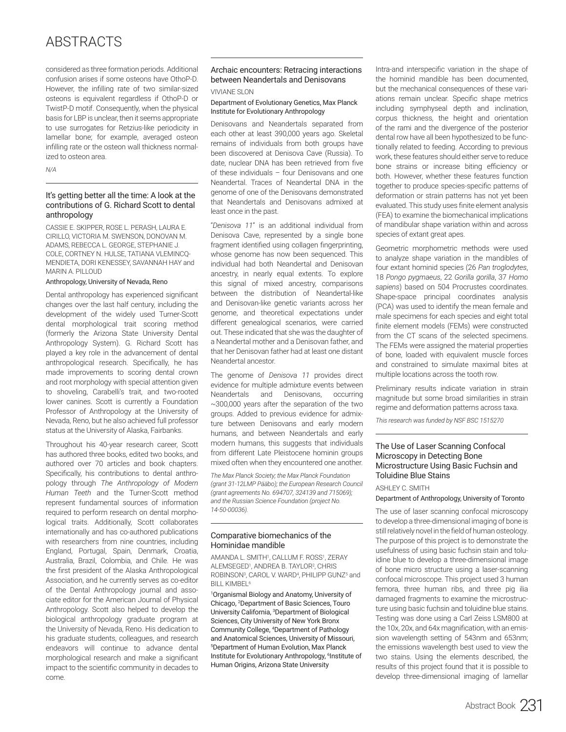considered as three formation periods. Additional confusion arises if some osteons have OthoP-D. However, the infilling rate of two similar-sized osteons is equivalent regardless if OthoP-D or TwistP-D motif. Consequently, when the physical basis for LBP is unclear, then it seems appropriate to use surrogates for Retzius-like periodicity in lamellar bone; for example, averaged osteon infilling rate or the osteon wall thickness normalized to osteon area.

*N/A*

## It's getting better all the time: A look at the contributions of G. Richard Scott to dental anthropology

CASSIE E. SKIPPER, ROSE L. PERASH, LAURA E. CIRILLO, VICTORIA M. SWENSON, DONOVAN M. ADAMS, REBECCA L. GEORGE, STEPHANIE J. COLE, CORTNEY N. HULSE, TATIANA VLEMINCQ-MENDIETA, DORI KENESSEY, SAVANNAH HAY and MARIN A. PILLOUD

Anthropology, University of Nevada, Reno

Dental anthropology has experienced significant changes over the last half century, including the development of the widely used Turner-Scott dental morphological trait scoring method (formerly the Arizona State University Dental Anthropology System). G. Richard Scott has played a key role in the advancement of dental anthropological research. Specifically, he has made improvements to scoring dental crown and root morphology with special attention given to shoveling, Carabelli's trait, and two-rooted lower canines. Scott is currently a Foundation Professor of Anthropology at the University of Nevada, Reno, but he also achieved full professor status at the University of Alaska, Fairbanks.

Throughout his 40-year research career, Scott has authored three books, edited two books, and authored over 70 articles and book chapters. Specifically, his contributions to dental anthropology through *The Anthropology of Modern Human Teeth* and the Turner-Scott method represent fundamental sources of information required to perform research on dental morphological traits. Additionally, Scott collaborates internationally and has co-authored publications with researchers from nine countries, including England, Portugal, Spain, Denmark, Croatia, Australia, Brazil, Colombia, and Chile. He was the first president of the Alaska Anthropological Association, and he currently serves as co-editor of the Dental Anthropology journal and associate editor for the American Journal of Physical Anthropology. Scott also helped to develop the biological anthropology graduate program at the University of Nevada, Reno. His dedication to his graduate students, colleagues, and research endeavors will continue to advance dental morphological research and make a significant impact to the scientific community in decades to come.

## Archaic encounters: Retracing interactions between Neandertals and Denisovans

VIVIANE SLON

Department of Evolutionary Genetics, Max Planck Institute for Evolutionary Anthropology

Denisovans and Neandertals separated from each other at least 390,000 years ago. Skeletal remains of individuals from both groups have been discovered at Denisova Cave (Russia). To date, nuclear DNA has been retrieved from five of these individuals – four Denisovans and one Neandertal. Traces of Neandertal DNA in the genome of one of the Denisovans demonstrated that Neandertals and Denisovans admixed at least once in the past.

"*Denisova 11*" is an additional individual from Denisova Cave, represented by a single bone fragment identified using collagen fingerprinting, whose genome has now been sequenced. This individual had both Neandertal and Denisovan ancestry, in nearly equal extents. To explore this signal of mixed ancestry, comparisons between the distribution of Neandertal-like and Denisovan-like genetic variants across her genome, and theoretical expectations under different genealogical scenarios, were carried out. These indicated that she was the daughter of a Neandertal mother and a Denisovan father, and that her Denisovan father had at least one distant Neandertal ancestor.

The genome of *Denisova 11* provides direct evidence for multiple admixture events between Neandertals and Denisovans, occurring ~300,000 years after the separation of the two groups. Added to previous evidence for admixture between Denisovans and early modern humans, and between Neandertals and early modern humans, this suggests that individuals from different Late Pleistocene hominin groups mixed often when they encountered one another.

*The Max Planck Society; the Max Planck Foundation (grant 31-12LMP Pääbo); the European Research Council (grant agreements No. 694707, 324139 and 715069); and the Russian Science Foundation (project No. 14-50-00036).*

## Comparative biomechanics of the Hominidae mandible

AMANDA L. SMITH[1], CALLUM F. ROSS[1], ZERAY ALEMSEGED[1], ANDREA B. TAYLOR[2], CHRIS ROBINSON[3], CAROL V. WARD[4], PHILIPP GUNZ[5] and BILL KIMBEL[6]

[1]Organismal Biology and Anatomy, University of Chicago, [2]Department of Basic Sciences, Touro University California, [3]Department of Biological Sciences, City University of New York Bronx Community College, [4]Department of Pathology and Anatomical Sciences, University of Missouri, [5]Department of Human Evolution, Max Planck Institute for Evolutionary Anthropology, [6]Institute of Human Origins, Arizona State University

Intra-and interspecific variation in the shape of the hominid mandible has been documented, but the mechanical consequences of these variations remain unclear. Specific shape metrics including symphyseal depth and inclination, corpus thickness, the height and orientation of the rami and the divergence of the posterior dental row have all been hypothesized to be functionally related to feeding. According to previous work, these features should either serve to reduce bone strains or increase biting efficiency or both. However, whether these features function together to produce species-specific patterns of deformation or strain patterns has not yet been evaluated. This study uses finite element analysis (FEA) to examine the biomechanical implications of mandibular shape variation within and across species of extant great apes.

Geometric morphometric methods were used to analyze shape variation in the mandibles of four extant hominid species (26 *Pan troglodytes*, 18 *Pongo pygmaeus*, 22 *Gorilla gorilla*, 37 *Homo sapiens*) based on 504 Procrustes coordinates. Shape-space principal coordinates analysis (PCA) was used to identify the mean female and male specimens for each species and eight total finite element models (FEMs) were constructed from the CT scans of the selected specimens. The FEMs were assigned the material properties of bone, loaded with equivalent muscle forces and constrained to simulate maximal bites at multiple locations across the tooth row.

Preliminary results indicate variation in strain magnitude but some broad similarities in strain regime and deformation patterns across taxa.

*This research was funded by NSF BSC 1515270*

## The Use of Laser Scanning Confocal Microscopy in Detecting Bone Microstructure Using Basic Fuchsin and Toluidine Blue Stains

ASHLEY C. SMITH

Department of Anthropology, University of Toronto

The use of laser scanning confocal microscopy to develop a three-dimensional imaging of bone is still relatively novel in the field of human osteology. The purpose of this project is to demonstrate the usefulness of using basic fuchsin stain and toluidine blue to develop a three-dimensional image of bone micro structure using a laser-scanning confocal microscope. This project used 3 human femora, three human ribs, and three pig ilia damaged fragments to examine the microstructure using basic fuchsin and toluidine blue stains. Testing was done using a Carl Zeiss LSM800 at the 10x, 20x, and 64x magnification, with an emission wavelength setting of 543nm and 653nm; the emissions wavelength best used to view the two stains. Using the elements described, the results of this project found that it is possible to develop three-dimensional imaging of lamellar